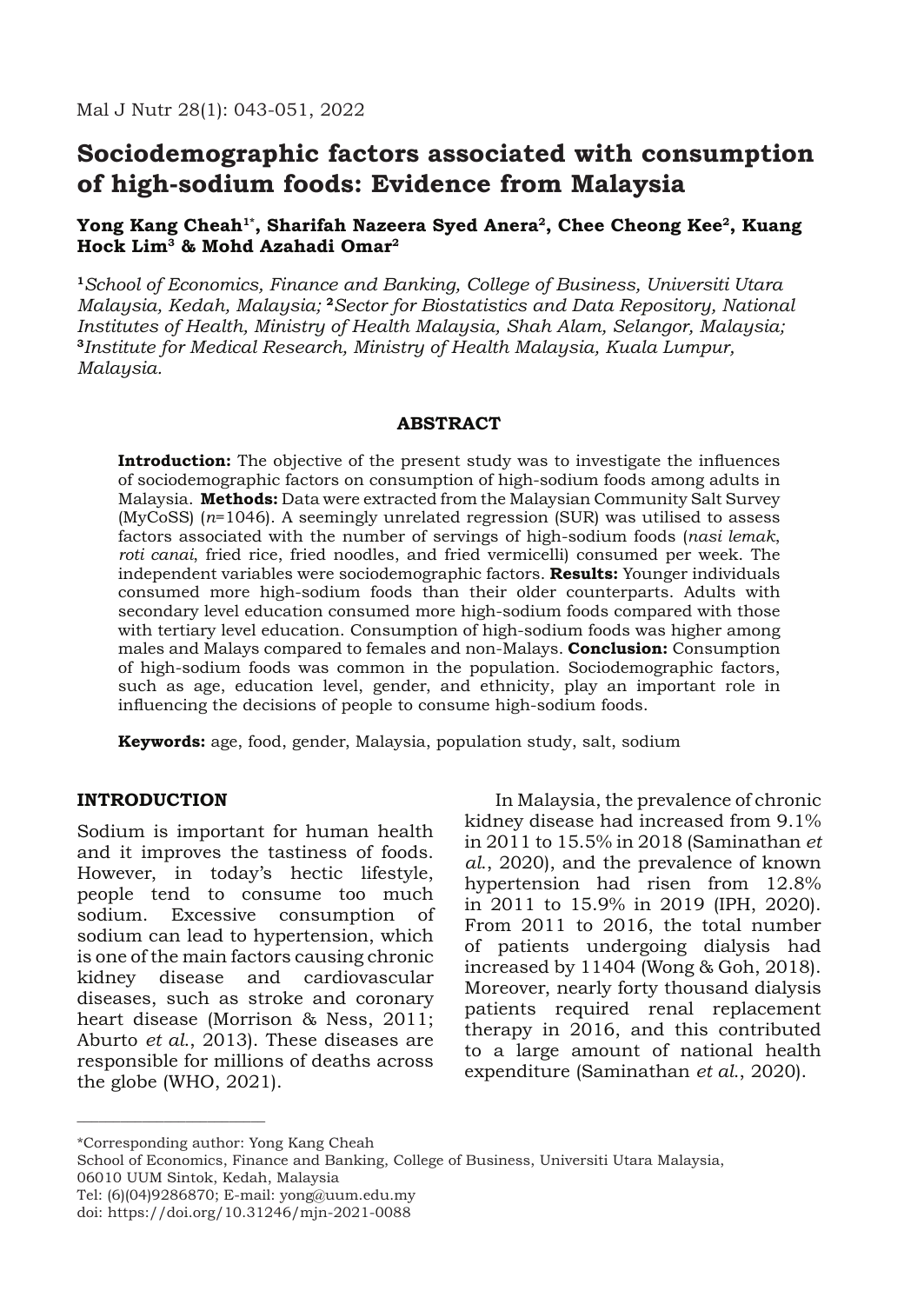# Sociodemographic factors associated with consumption of high-sodium foods: Evidence from Malaysia

**Yong Kang Cheah[1*], Sharifah Nazeera Syed Anera[2], Chee Cheong Kee[2], Kuang Hock Lim[3] & Mohd Azahadi Omar[2]**

[1]*School of Economics, Finance and Banking, College of Business, Universiti Utara Malaysia, Kedah, Malaysia;* [2]*Sector for Biostatistics and Data Repository, National Institutes of Health, Ministry of Health Malaysia, Shah Alam, Selangor, Malaysia;* [3]*Institute for Medical Research, Ministry of Health Malaysia, Kuala Lumpur, Malaysia.*

## ABSTRACT

**Introduction:** The objective of the present study was to investigate the influences of sociodemographic factors on consumption of high-sodium foods among adults in Malaysia. **Methods:** Data were extracted from the Malaysian Community Salt Survey (MyCoSS) (*n*=1046). A seemingly unrelated regression (SUR) was utilised to assess factors associated with the number of servings of high-sodium foods (*nasi lemak*, *roti canai*, fried rice, fried noodles, and fried vermicelli) consumed per week. The independent variables were sociodemographic factors. **Results:** Younger individuals consumed more high-sodium foods than their older counterparts. Adults with secondary level education consumed more high-sodium foods compared with those with tertiary level education. Consumption of high-sodium foods was higher among males and Malays compared to females and non-Malays. **Conclusion:** Consumption of high-sodium foods was common in the population. Sociodemographic factors, such as age, education level, gender, and ethnicity, play an important role in influencing the decisions of people to consume high-sodium foods.

**Keywords:** age, food, gender, Malaysia, population study, salt, sodium

## INTRODUCTION

Sodium is important for human health and it improves the tastiness of foods. However, in today's hectic lifestyle, people tend to consume too much sodium. Excessive consumption of sodium can lead to hypertension, which is one of the main factors causing chronic kidney disease and cardiovascular diseases, such as stroke and coronary heart disease (Morrison & Ness, 2011; Aburto *et al*., 2013). These diseases are responsible for millions of deaths across the globe (WHO, 2021).

In Malaysia, the prevalence of chronic kidney disease had increased from 9.1% in 2011 to 15.5% in 2018 (Saminathan *et al*., 2020), and the prevalence of known hypertension had risen from 12.8% in 2011 to 15.9% in 2019 (IPH, 2020). From 2011 to 2016, the total number of patients undergoing dialysis had increased by 11404 (Wong & Goh, 2018). Moreover, nearly forty thousand dialysis patients required renal replacement therapy in 2016, and this contributed to a large amount of national health expenditure (Saminathan *et al*., 2020).

---

*Corresponding author: Yong Kang Cheah
School of Economics, Finance and Banking, College of Business, Universiti Utara Malaysia, 06010 UUM Sintok, Kedah, Malaysia
Tel: (6)(04)9286870; E-mail: yong@uum.edu.my
doi: https://doi.org/10.31246/mjn-2021-0088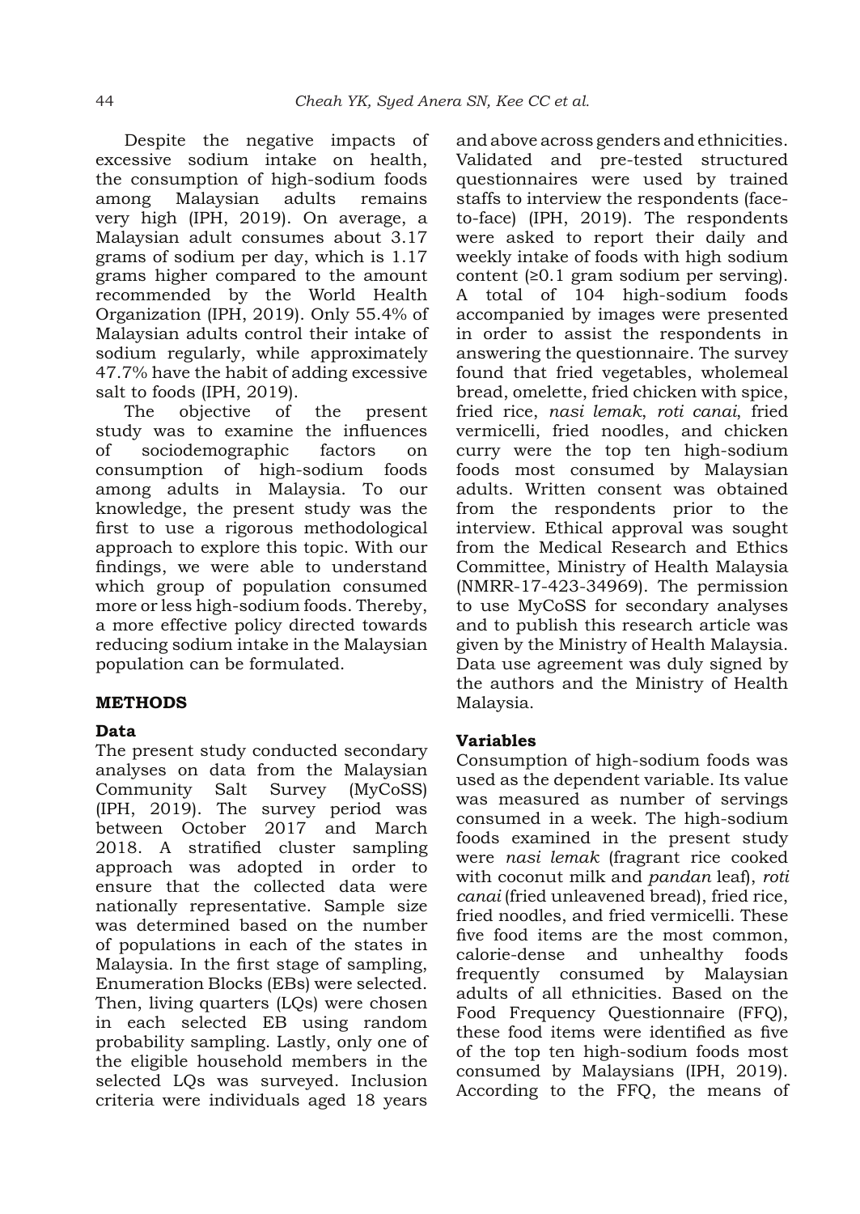Despite the negative impacts of excessive sodium intake on health, the consumption of high-sodium foods among Malaysian adults remains very high (IPH, 2019). On average, a Malaysian adult consumes about 3.17 grams of sodium per day, which is 1.17 grams higher compared to the amount recommended by the World Health Organization (IPH, 2019). Only 55.4% of Malaysian adults control their intake of sodium regularly, while approximately 47.7% have the habit of adding excessive salt to foods (IPH, 2019).

The objective of the present study was to examine the influences of sociodemographic factors on consumption of high-sodium foods among adults in Malaysia. To our knowledge, the present study was the first to use a rigorous methodological approach to explore this topic. With our findings, we were able to understand which group of population consumed more or less high-sodium foods. Thereby, a more effective policy directed towards reducing sodium intake in the Malaysian population can be formulated.

## METHODS

### Data

The present study conducted secondary analyses on data from the Malaysian Community Salt Survey (MyCoSS) (IPH, 2019). The survey period was between October 2017 and March 2018. A stratified cluster sampling approach was adopted in order to ensure that the collected data were nationally representative. Sample size was determined based on the number of populations in each of the states in Malaysia. In the first stage of sampling, Enumeration Blocks (EBs) were selected. Then, living quarters (LQs) were chosen in each selected EB using random probability sampling. Lastly, only one of the eligible household members in the selected LQs was surveyed. Inclusion criteria were individuals aged 18 years and above across genders and ethnicities. Validated and pre-tested structured questionnaires were used by trained staffs to interview the respondents (face-to-face) (IPH, 2019). The respondents were asked to report their daily and weekly intake of foods with high sodium content (≥0.1 gram sodium per serving). A total of 104 high-sodium foods accompanied by images were presented in order to assist the respondents in answering the questionnaire. The survey found that fried vegetables, wholemeal bread, omelette, fried chicken with spice, fried rice, *nasi lemak*, *roti canai*, fried vermicelli, fried noodles, and chicken curry were the top ten high-sodium foods most consumed by Malaysian adults. Written consent was obtained from the respondents prior to the interview. Ethical approval was sought from the Medical Research and Ethics Committee, Ministry of Health Malaysia (NMRR-17-423-34969). The permission to use MyCoSS for secondary analyses and to publish this research article was given by the Ministry of Health Malaysia. Data use agreement was duly signed by the authors and the Ministry of Health Malaysia.

### Variables

Consumption of high-sodium foods was used as the dependent variable. Its value was measured as number of servings consumed in a week. The high-sodium foods examined in the present study were *nasi lemak* (fragrant rice cooked with coconut milk and *pandan* leaf), *roti canai* (fried unleavened bread), fried rice, fried noodles, and fried vermicelli. These five food items are the most common, calorie-dense and unhealthy foods frequently consumed by Malaysian adults of all ethnicities. Based on the Food Frequency Questionnaire (FFQ), these food items were identified as five of the top ten high-sodium foods most consumed by Malaysians (IPH, 2019). According to the FFQ, the means of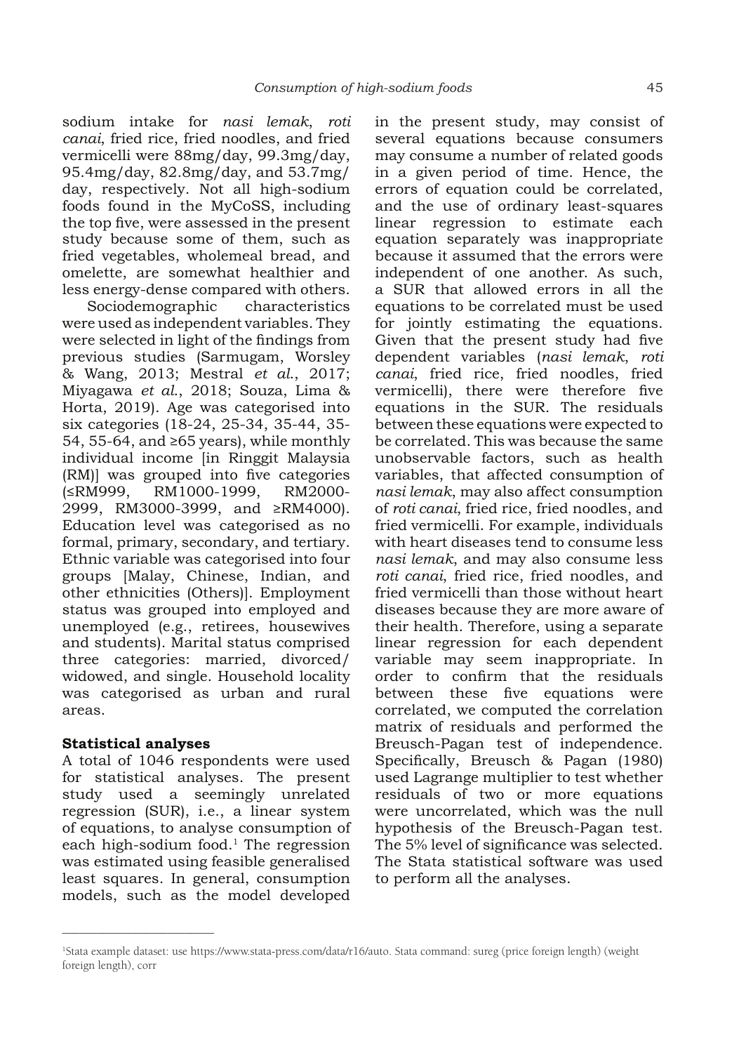sodium intake for *nasi lemak*, *roti canai*, fried rice, fried noodles, and fried vermicelli were 88mg/day, 99.3mg/day, 95.4mg/day, 82.8mg/day, and 53.7mg/day, respectively. Not all high-sodium foods found in the MyCoSS, including the top five, were assessed in the present study because some of them, such as fried vegetables, wholemeal bread, and omelette, are somewhat healthier and less energy-dense compared with others.

Sociodemographic characteristics were used as independent variables. They were selected in light of the findings from previous studies (Sarmugam, Worsley & Wang, 2013; Mestral *et al*., 2017; Miyagawa *et al*., 2018; Souza, Lima & Horta, 2019). Age was categorised into six categories (18-24, 25-34, 35-44, 35-54, 55-64, and ≥65 years), while monthly individual income [in Ringgit Malaysia (RM)] was grouped into five categories (≤RM999, RM1000-1999, RM2000-2999, RM3000-3999, and ≥RM4000). Education level was categorised as no formal, primary, secondary, and tertiary. Ethnic variable was categorised into four groups [Malay, Chinese, Indian, and other ethnicities (Others)]. Employment status was grouped into employed and unemployed (e.g., retirees, housewives and students). Marital status comprised three categories: married, divorced/widowed, and single. Household locality was categorised as urban and rural areas.

### Statistical analyses

A total of 1046 respondents were used for statistical analyses. The present study used a seemingly unrelated regression (SUR), i.e., a linear system of equations, to analyse consumption of each high-sodium food.[1] The regression was estimated using feasible generalised least squares. In general, consumption models, such as the model developed in the present study, may consist of several equations because consumers may consume a number of related goods in a given period of time. Hence, the errors of equation could be correlated, and the use of ordinary least-squares linear regression to estimate each equation separately was inappropriate because it assumed that the errors were independent of one another. As such, a SUR that allowed errors in all the equations to be correlated must be used for jointly estimating the equations. Given that the present study had five dependent variables (*nasi lemak*, *roti canai*, fried rice, fried noodles, fried vermicelli), there were therefore five equations in the SUR. The residuals between these equations were expected to be correlated. This was because the same unobservable factors, such as health variables, that affected consumption of *nasi lemak*, may also affect consumption of *roti canai*, fried rice, fried noodles, and fried vermicelli. For example, individuals with heart diseases tend to consume less *nasi lemak*, and may also consume less *roti canai*, fried rice, fried noodles, and fried vermicelli than those without heart diseases because they are more aware of their health. Therefore, using a separate linear regression for each dependent variable may seem inappropriate. In order to confirm that the residuals between these five equations were correlated, we computed the correlation matrix of residuals and performed the Breusch-Pagan test of independence. Specifically, Breusch & Pagan (1980) used Lagrange multiplier to test whether residuals of two or more equations were uncorrelated, which was the null hypothesis of the Breusch-Pagan test. The 5% level of significance was selected. The Stata statistical software was used to perform all the analyses.

---

[1]Stata example dataset: use https://www.stata-press.com/data/r16/auto. Stata command: sureg (price foreign length) (weight foreign length), corr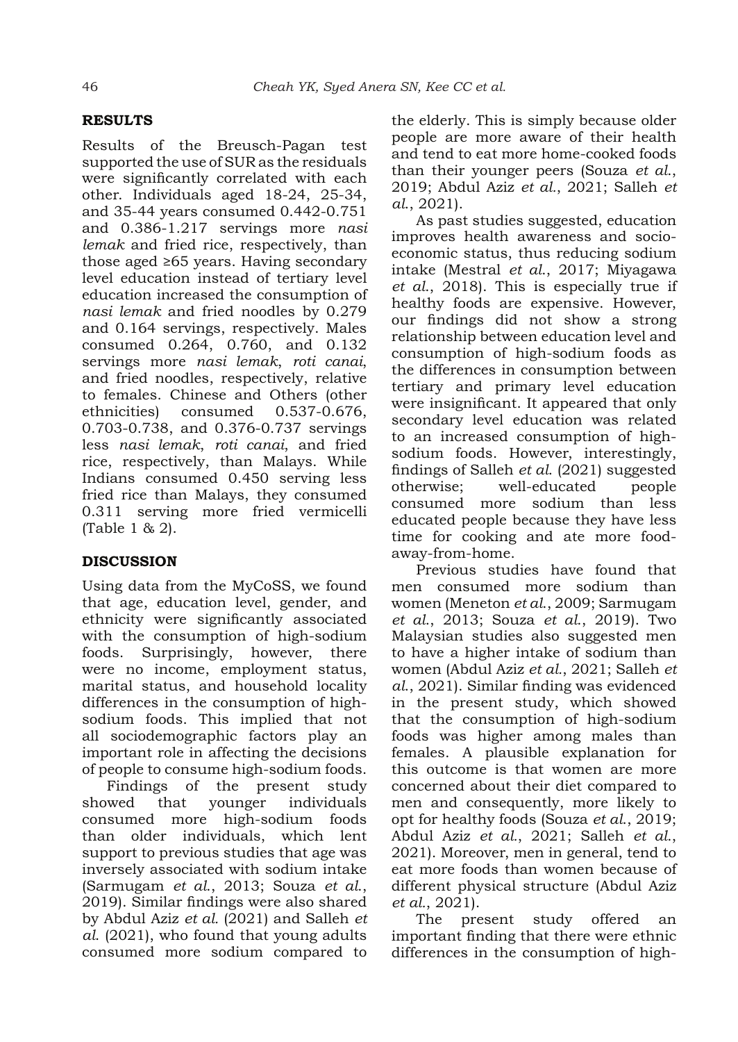## RESULTS

Results of the Breusch-Pagan test supported the use of SUR as the residuals were significantly correlated with each other. Individuals aged 18-24, 25-34, and 35-44 years consumed 0.442-0.751 and 0.386-1.217 servings more *nasi lemak* and fried rice, respectively, than those aged ≥65 years. Having secondary level education instead of tertiary level education increased the consumption of *nasi lemak* and fried noodles by 0.279 and 0.164 servings, respectively. Males consumed 0.264, 0.760, and 0.132 servings more *nasi lemak*, *roti canai*, and fried noodles, respectively, relative to females. Chinese and Others (other ethnicities) consumed 0.537-0.676, 0.703-0.738, and 0.376-0.737 servings less *nasi lemak*, *roti canai*, and fried rice, respectively, than Malays. While Indians consumed 0.450 serving less fried rice than Malays, they consumed 0.311 serving more fried vermicelli (Table 1 & 2).

## DISCUSSION

Using data from the MyCoSS, we found that age, education level, gender, and ethnicity were significantly associated with the consumption of high-sodium foods. Surprisingly, however, there were no income, employment status, marital status, and household locality differences in the consumption of high-sodium foods. This implied that not all sociodemographic factors play an important role in affecting the decisions of people to consume high-sodium foods.

Findings of the present study showed that younger individuals consumed more high-sodium foods than older individuals, which lent support to previous studies that age was inversely associated with sodium intake (Sarmugam *et al.*, 2013; Souza *et al.*, 2019). Similar findings were also shared by Abdul Aziz *et al.* (2021) and Salleh *et al.* (2021), who found that young adults consumed more sodium compared to the elderly. This is simply because older people are more aware of their health and tend to eat more home-cooked foods than their younger peers (Souza *et al.*, 2019; Abdul Aziz *et al.*, 2021; Salleh *et al.*, 2021).

As past studies suggested, education improves health awareness and socio-economic status, thus reducing sodium intake (Mestral *et al.*, 2017; Miyagawa *et al.*, 2018). This is especially true if healthy foods are expensive. However, our findings did not show a strong relationship between education level and consumption of high-sodium foods as the differences in consumption between tertiary and primary level education were insignificant. It appeared that only secondary level education was related to an increased consumption of high-sodium foods. However, interestingly, findings of Salleh *et al.* (2021) suggested otherwise; well-educated people consumed more sodium than less educated people because they have less time for cooking and ate more food-away-from-home.

Previous studies have found that men consumed more sodium than women (Meneton *et al.*, 2009; Sarmugam *et al.*, 2013; Souza *et al.*, 2019). Two Malaysian studies also suggested men to have a higher intake of sodium than women (Abdul Aziz *et al.*, 2021; Salleh *et al.*, 2021). Similar finding was evidenced in the present study, which showed that the consumption of high-sodium foods was higher among males than females. A plausible explanation for this outcome is that women are more concerned about their diet compared to men and consequently, more likely to opt for healthy foods (Souza *et al.*, 2019; Abdul Aziz *et al.*, 2021; Salleh *et al.*, 2021). Moreover, men in general, tend to eat more foods than women because of different physical structure (Abdul Aziz *et al.*, 2021).

The present study offered an important finding that there were ethnic differences in the consumption of high-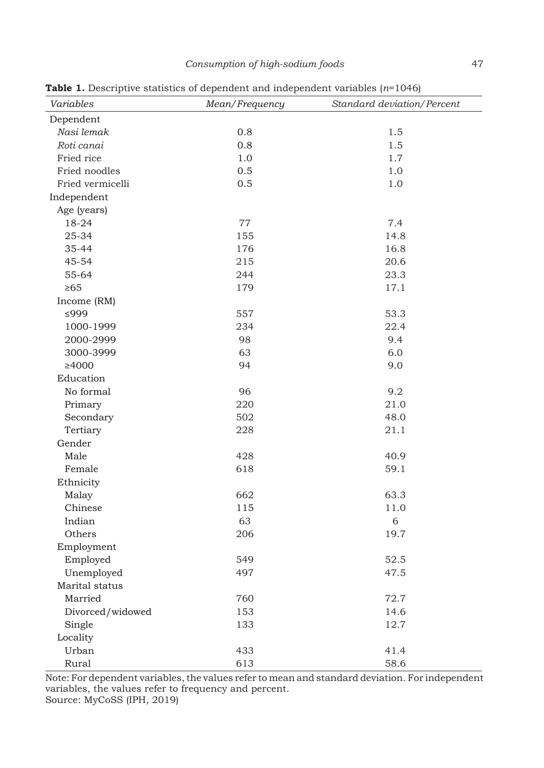**Table 1.** Descriptive statistics of dependent and independent variables ($n$=1046)

| *Variables* | *Mean/Frequency* | *Standard deviation/Percent* |
|---|---|---|
| Dependent | | |
| *Nasi lemak* | 0.8 | 1.5 |
| *Roti canai* | 0.8 | 1.5 |
| Fried rice | 1.0 | 1.7 |
| Fried noodles | 0.5 | 1.0 |
| Fried vermicelli | 0.5 | 1.0 |
| Independent | | |
| Age (years) | | |
| 18-24 | 77 | 7.4 |
| 25-34 | 155 | 14.8 |
| 35-44 | 176 | 16.8 |
| 45-54 | 215 | 20.6 |
| 55-64 | 244 | 23.3 |
| ≥65 | 179 | 17.1 |
| Income (RM) | | |
| ≤999 | 557 | 53.3 |
| 1000-1999 | 234 | 22.4 |
| 2000-2999 | 98 | 9.4 |
| 3000-3999 | 63 | 6.0 |
| ≥4000 | 94 | 9.0 |
| Education | | |
| No formal | 96 | 9.2 |
| Primary | 220 | 21.0 |
| Secondary | 502 | 48.0 |
| Tertiary | 228 | 21.1 |
| Gender | | |
| Male | 428 | 40.9 |
| Female | 618 | 59.1 |
| Ethnicity | | |
| Malay | 662 | 63.3 |
| Chinese | 115 | 11.0 |
| Indian | 63 | 6 |
| Others | 206 | 19.7 |
| Employment | | |
| Employed | 549 | 52.5 |
| Unemployed | 497 | 47.5 |
| Marital status | | |
| Married | 760 | 72.7 |
| Divorced/widowed | 153 | 14.6 |
| Single | 133 | 12.7 |
| Locality | | |
| Urban | 433 | 41.4 |
| Rural | 613 | 58.6 |

Note: For dependent variables, the values refer to mean and standard deviation. For independent variables, the values refer to frequency and percent.
Source: MyCoSS (IPH, 2019)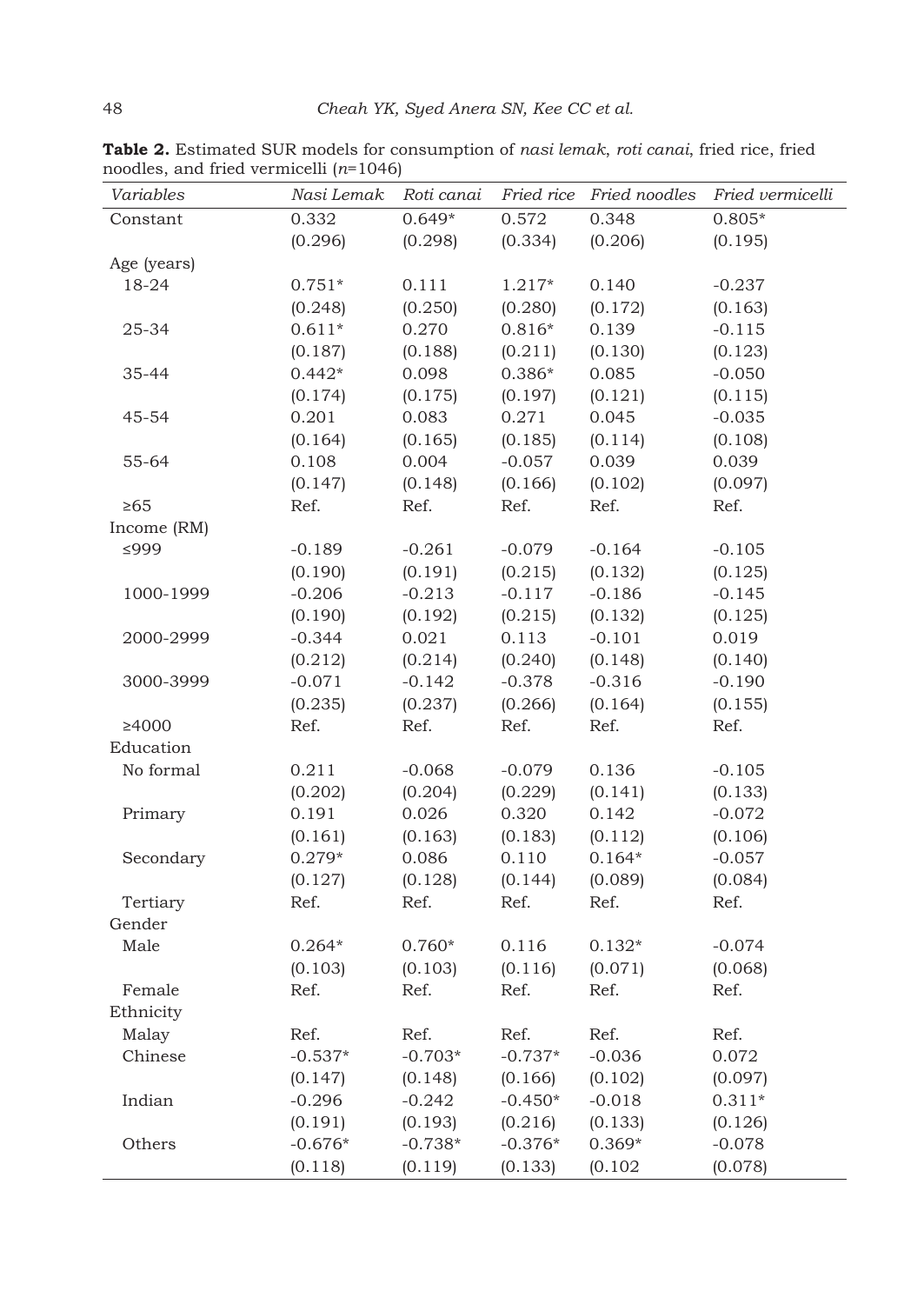**Table 2.** Estimated SUR models for consumption of *nasi lemak*, *roti canai*, fried rice, fried noodles, and fried vermicelli (*n*=1046)

| *Variables* | *Nasi Lemak* | *Roti canai* | *Fried rice* | *Fried noodles* | *Fried vermicelli* |
|---|---|---|---|---|---|
| Constant | 0.332 | 0.649* | 0.572 | 0.348 | 0.805* |
| | (0.296) | (0.298) | (0.334) | (0.206) | (0.195) |
| Age (years) | | | | | |
| 18-24 | 0.751* | 0.111 | 1.217* | 0.140 | -0.237 |
| | (0.248) | (0.250) | (0.280) | (0.172) | (0.163) |
| 25-34 | 0.611* | 0.270 | 0.816* | 0.139 | -0.115 |
| | (0.187) | (0.188) | (0.211) | (0.130) | (0.123) |
| 35-44 | 0.442* | 0.098 | 0.386* | 0.085 | -0.050 |
| | (0.174) | (0.175) | (0.197) | (0.121) | (0.115) |
| 45-54 | 0.201 | 0.083 | 0.271 | 0.045 | -0.035 |
| | (0.164) | (0.165) | (0.185) | (0.114) | (0.108) |
| 55-64 | 0.108 | 0.004 | -0.057 | 0.039 | 0.039 |
| | (0.147) | (0.148) | (0.166) | (0.102) | (0.097) |
| ≥65 | Ref. | Ref. | Ref. | Ref. | Ref. |
| Income (RM) | | | | | |
| ≤999 | -0.189 | -0.261 | -0.079 | -0.164 | -0.105 |
| | (0.190) | (0.191) | (0.215) | (0.132) | (0.125) |
| 1000-1999 | -0.206 | -0.213 | -0.117 | -0.186 | -0.145 |
| | (0.190) | (0.192) | (0.215) | (0.132) | (0.125) |
| 2000-2999 | -0.344 | 0.021 | 0.113 | -0.101 | 0.019 |
| | (0.212) | (0.214) | (0.240) | (0.148) | (0.140) |
| 3000-3999 | -0.071 | -0.142 | -0.378 | -0.316 | -0.190 |
| | (0.235) | (0.237) | (0.266) | (0.164) | (0.155) |
| ≥4000 | Ref. | Ref. | Ref. | Ref. | Ref. |
| Education | | | | | |
| No formal | 0.211 | -0.068 | -0.079 | 0.136 | -0.105 |
| | (0.202) | (0.204) | (0.229) | (0.141) | (0.133) |
| Primary | 0.191 | 0.026 | 0.320 | 0.142 | -0.072 |
| | (0.161) | (0.163) | (0.183) | (0.112) | (0.106) |
| Secondary | 0.279* | 0.086 | 0.110 | 0.164* | -0.057 |
| | (0.127) | (0.128) | (0.144) | (0.089) | (0.084) |
| Tertiary | Ref. | Ref. | Ref. | Ref. | Ref. |
| Gender | | | | | |
| Male | 0.264* | 0.760* | 0.116 | 0.132* | -0.074 |
| | (0.103) | (0.103) | (0.116) | (0.071) | (0.068) |
| Female | Ref. | Ref. | Ref. | Ref. | Ref. |
| Ethnicity | | | | | |
| Malay | Ref. | Ref. | Ref. | Ref. | Ref. |
| Chinese | -0.537* | -0.703* | -0.737* | -0.036 | 0.072 |
| | (0.147) | (0.148) | (0.166) | (0.102) | (0.097) |
| Indian | -0.296 | -0.242 | -0.450* | -0.018 | 0.311* |
| | (0.191) | (0.193) | (0.216) | (0.133) | (0.126) |
| Others | -0.676* | -0.738* | -0.376* | 0.369* | -0.078 |
| | (0.118) | (0.119) | (0.133) | (0.102 | (0.078) |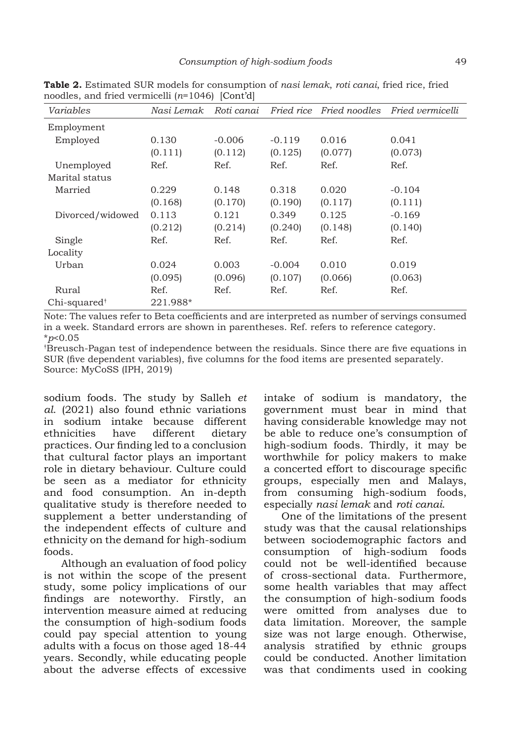**Table 2.** Estimated SUR models for consumption of *nasi lemak*, *roti canai*, fried rice, fried noodles, and fried vermicelli ($n$=1046) [Cont'd]

| *Variables* | *Nasi Lemak* | *Roti canai* | *Fried rice* | *Fried noodles* | *Fried vermicelli* |
|---|---|---|---|---|---|
| Employment | | | | | |
| Employed | 0.130 | -0.006 | -0.119 | 0.016 | 0.041 |
| | (0.111) | (0.112) | (0.125) | (0.077) | (0.073) |
| Unemployed | Ref. | Ref. | Ref. | Ref. | Ref. |
| Marital status | | | | | |
| Married | 0.229 | 0.148 | 0.318 | 0.020 | -0.104 |
| | (0.168) | (0.170) | (0.190) | (0.117) | (0.111) |
| Divorced/widowed | 0.113 | 0.121 | 0.349 | 0.125 | -0.169 |
| | (0.212) | (0.214) | (0.240) | (0.148) | (0.140) |
| Single | Ref. | Ref. | Ref. | Ref. | Ref. |
| Locality | | | | | |
| Urban | 0.024 | 0.003 | -0.004 | 0.010 | 0.019 |
| | (0.095) | (0.096) | (0.107) | (0.066) | (0.063) |
| Rural | Ref. | Ref. | Ref. | Ref. | Ref. |
| Chi-squared[†] | 221.988* | | | | |

Note: The values refer to Beta coefficients and are interpreted as number of servings consumed in a week. Standard errors are shown in parentheses. Ref. refers to reference category.
*$p$<0.05

[†]Breusch-Pagan test of independence between the residuals. Since there are five equations in SUR (five dependent variables), five columns for the food items are presented separately.
Source: MyCoSS (IPH, 2019)

sodium foods. The study by Salleh *et al.* (2021) also found ethnic variations in sodium intake because different ethnicities have different dietary practices. Our finding led to a conclusion that cultural factor plays an important role in dietary behaviour. Culture could be seen as a mediator for ethnicity and food consumption. An in-depth qualitative study is therefore needed to supplement a better understanding of the independent effects of culture and ethnicity on the demand for high-sodium foods.

Although an evaluation of food policy is not within the scope of the present study, some policy implications of our findings are noteworthy. Firstly, an intervention measure aimed at reducing the consumption of high-sodium foods could pay special attention to young adults with a focus on those aged 18-44 years. Secondly, while educating people about the adverse effects of excessive intake of sodium is mandatory, the government must bear in mind that having considerable knowledge may not be able to reduce one's consumption of high-sodium foods. Thirdly, it may be worthwhile for policy makers to make a concerted effort to discourage specific groups, especially men and Malays, from consuming high-sodium foods, especially *nasi lemak* and *roti canai*.

One of the limitations of the present study was that the causal relationships between sociodemographic factors and consumption of high-sodium foods could not be well-identified because of cross-sectional data. Furthermore, some health variables that may affect the consumption of high-sodium foods were omitted from analyses due to data limitation. Moreover, the sample size was not large enough. Otherwise, analysis stratified by ethnic groups could be conducted. Another limitation was that condiments used in cooking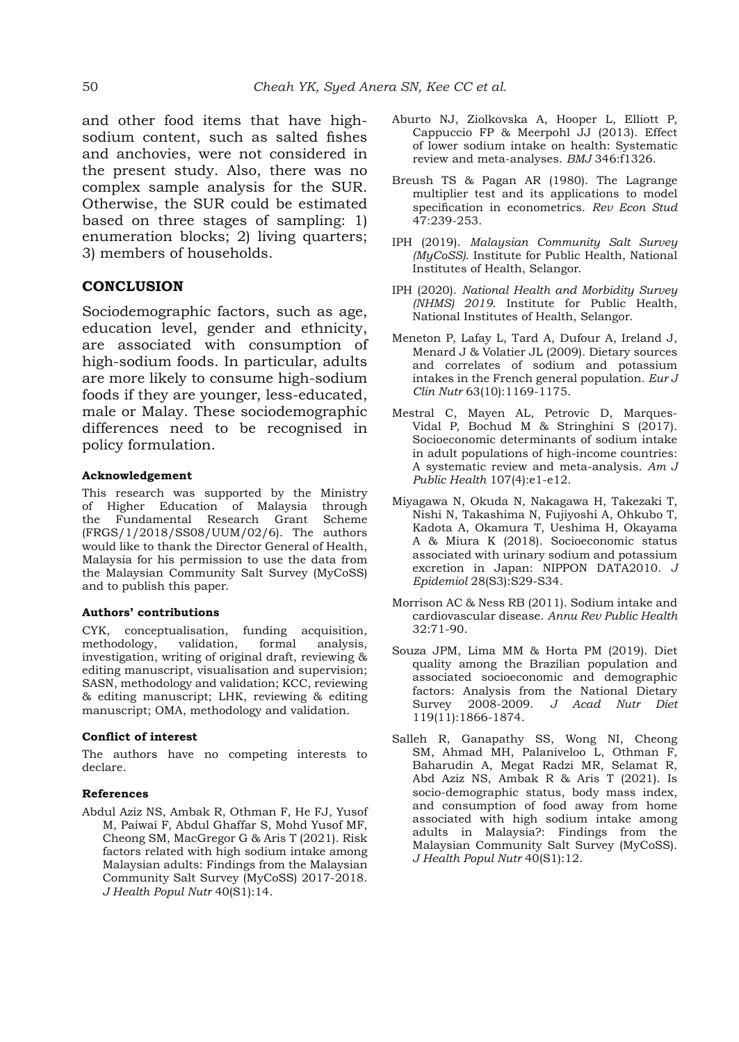and other food items that have high-sodium content, such as salted fishes and anchovies, were not considered in the present study. Also, there was no complex sample analysis for the SUR. Otherwise, the SUR could be estimated based on three stages of sampling: 1) enumeration blocks; 2) living quarters; 3) members of households.

## CONCLUSION

Sociodemographic factors, such as age, education level, gender and ethnicity, are associated with consumption of high-sodium foods. In particular, adults are more likely to consume high-sodium foods if they are younger, less-educated, male or Malay. These sociodemographic differences need to be recognised in policy formulation.

### Acknowledgement

This research was supported by the Ministry of Higher Education of Malaysia through the Fundamental Research Grant Scheme (FRGS/1/2018/SS08/UUM/02/6). The authors would like to thank the Director General of Health, Malaysia for his permission to use the data from the Malaysian Community Salt Survey (MyCoSS) and to publish this paper.

### Authors' contributions

CYK, conceptualisation, funding acquisition, methodology, validation, formal analysis, investigation, writing of original draft, reviewing & editing manuscript, visualisation and supervision; SASN, methodology and validation; KCC, reviewing & editing manuscript; LHK, reviewing & editing manuscript; OMA, methodology and validation.

### Conflict of interest

The authors have no competing interests to declare.

### References

Abdul Aziz NS, Ambak R, Othman F, He FJ, Yusof M, Paiwai F, Abdul Ghaffar S, Mohd Yusof MF, Cheong SM, MacGregor G & Aris T (2021). Risk factors related with high sodium intake among Malaysian adults: Findings from the Malaysian Community Salt Survey (MyCoSS) 2017-2018. *J Health Popul Nutr* 40(S1):14.

Aburto NJ, Ziolkovska A, Hooper L, Elliott P, Cappuccio FP & Meerpohl JJ (2013). Effect of lower sodium intake on health: Systematic review and meta-analyses. *BMJ* 346:f1326.

Breush TS & Pagan AR (1980). The Lagrange multiplier test and its applications to model specification in econometrics. *Rev Econ Stud* 47:239-253.

IPH (2019). *Malaysian Community Salt Survey (MyCoSS)*. Institute for Public Health, National Institutes of Health, Selangor.

IPH (2020). *National Health and Morbidity Survey (NHMS) 2019*. Institute for Public Health, National Institutes of Health, Selangor.

Meneton P, Lafay L, Tard A, Dufour A, Ireland J, Menard J & Volatier JL (2009). Dietary sources and correlates of sodium and potassium intakes in the French general population. *Eur J Clin Nutr* 63(10):1169-1175.

Mestral C, Mayen AL, Petrovic D, Marques-Vidal P, Bochud M & Stringhini S (2017). Socioeconomic determinants of sodium intake in adult populations of high-income countries: A systematic review and meta-analysis. *Am J Public Health* 107(4):e1-e12.

Miyagawa N, Okuda N, Nakagawa H, Takezaki T, Nishi N, Takashima N, Fujiyoshi A, Ohkubo T, Kadota A, Okamura T, Ueshima H, Okayama A & Miura K (2018). Socioeconomic status associated with urinary sodium and potassium excretion in Japan: NIPPON DATA2010. *J Epidemiol* 28(S3):S29-S34.

Morrison AC & Ness RB (2011). Sodium intake and cardiovascular disease. *Annu Rev Public Health* 32:71-90.

Souza JPM, Lima MM & Horta PM (2019). Diet quality among the Brazilian population and associated socioeconomic and demographic factors: Analysis from the National Dietary Survey 2008-2009. *J Acad Nutr Diet* 119(11):1866-1874.

Salleh R, Ganapathy SS, Wong NI, Cheong SM, Ahmad MH, Palaniveloo L, Othman F, Baharudin A, Megat Radzi MR, Selamat R, Abd Aziz NS, Ambak R & Aris T (2021). Is socio-demographic status, body mass index, and consumption of food away from home associated with high sodium intake among adults in Malaysia?: Findings from the Malaysian Community Salt Survey (MyCoSS). *J Health Popul Nutr* 40(S1):12.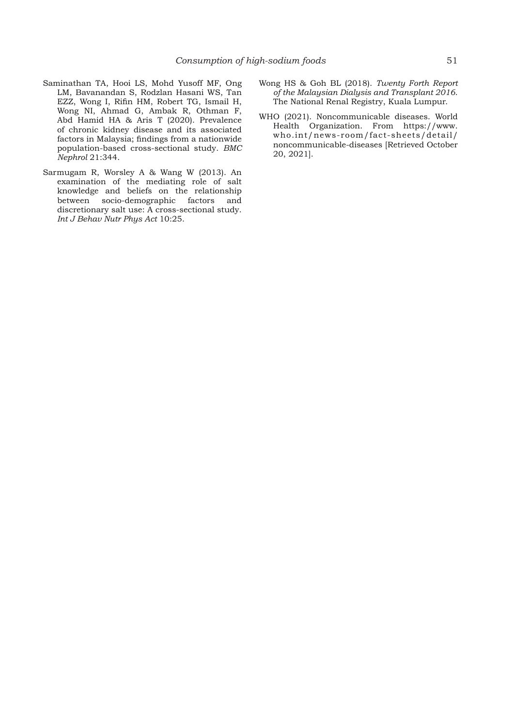Saminathan TA, Hooi LS, Mohd Yusoff MF, Ong LM, Bavanandan S, Rodzlan Hasani WS, Tan EZZ, Wong I, Rifin HM, Robert TG, Ismail H, Wong NI, Ahmad G, Ambak R, Othman F, Abd Hamid HA & Aris T (2020). Prevalence of chronic kidney disease and its associated factors in Malaysia; findings from a nationwide population-based cross-sectional study. *BMC Nephrol* 21:344.

Sarmugam R, Worsley A & Wang W (2013). An examination of the mediating role of salt knowledge and beliefs on the relationship between socio-demographic factors and discretionary salt use: A cross-sectional study. *Int J Behav Nutr Phys Act* 10:25.

Wong HS & Goh BL (2018). *Twenty Forth Report of the Malaysian Dialysis and Transplant 2016.* The National Renal Registry, Kuala Lumpur.

WHO (2021). Noncommunicable diseases. World Health Organization. From https://www.who.int/news-room/fact-sheets/detail/noncommunicable-diseases [Retrieved October 20, 2021].